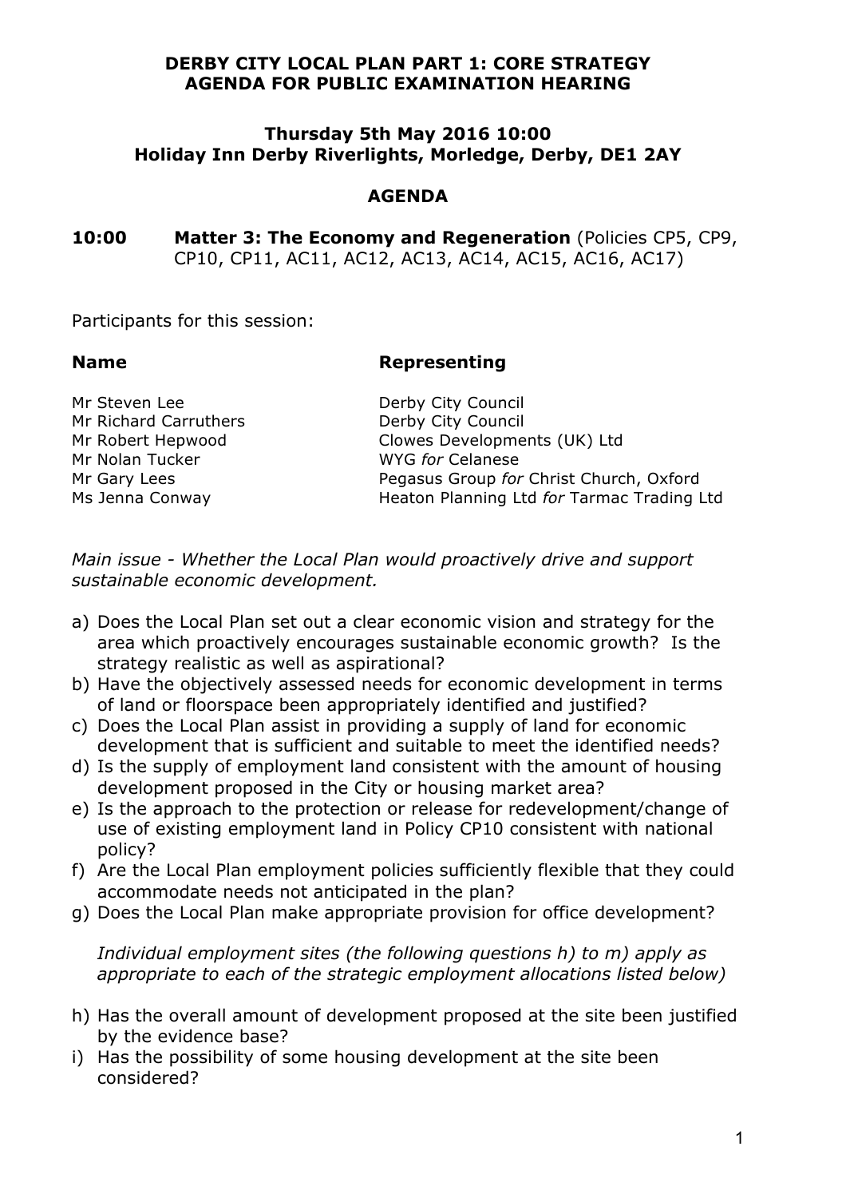# DERBY CITY LOCAL PLAN PART 1: CORE STRATEGY
# AGENDA FOR PUBLIC EXAMINATION HEARING

**Thursday 5th May 2016 10:00**
**Holiday Inn Derby Riverlights, Morledge, Derby, DE1 2AY**

## AGENDA

**10:00 Matter 3: The Economy and Regeneration** (Policies CP5, CP9, CP10, CP11, AC11, AC12, AC13, AC14, AC15, AC16, AC17)

Participants for this session:

| **Name** | **Representing** |
|---|---|
| Mr Steven Lee | Derby City Council |
| Mr Richard Carruthers | Derby City Council |
| Mr Robert Hepwood | Clowes Developments (UK) Ltd |
| Mr Nolan Tucker | WYG *for* Celanese |
| Mr Gary Lees | Pegasus Group *for* Christ Church, Oxford |
| Ms Jenna Conway | Heaton Planning Ltd *for* Tarmac Trading Ltd |

*Main issue - Whether the Local Plan would proactively drive and support sustainable economic development.*

a) Does the Local Plan set out a clear economic vision and strategy for the area which proactively encourages sustainable economic growth? Is the strategy realistic as well as aspirational?
b) Have the objectively assessed needs for economic development in terms of land or floorspace been appropriately identified and justified?
c) Does the Local Plan assist in providing a supply of land for economic development that is sufficient and suitable to meet the identified needs?
d) Is the supply of employment land consistent with the amount of housing development proposed in the City or housing market area?
e) Is the approach to the protection or release for redevelopment/change of use of existing employment land in Policy CP10 consistent with national policy?
f) Are the Local Plan employment policies sufficiently flexible that they could accommodate needs not anticipated in the plan?
g) Does the Local Plan make appropriate provision for office development?

*Individual employment sites (the following questions h) to m) apply as appropriate to each of the strategic employment allocations listed below)*

h) Has the overall amount of development proposed at the site been justified by the evidence base?
i) Has the possibility of some housing development at the site been considered?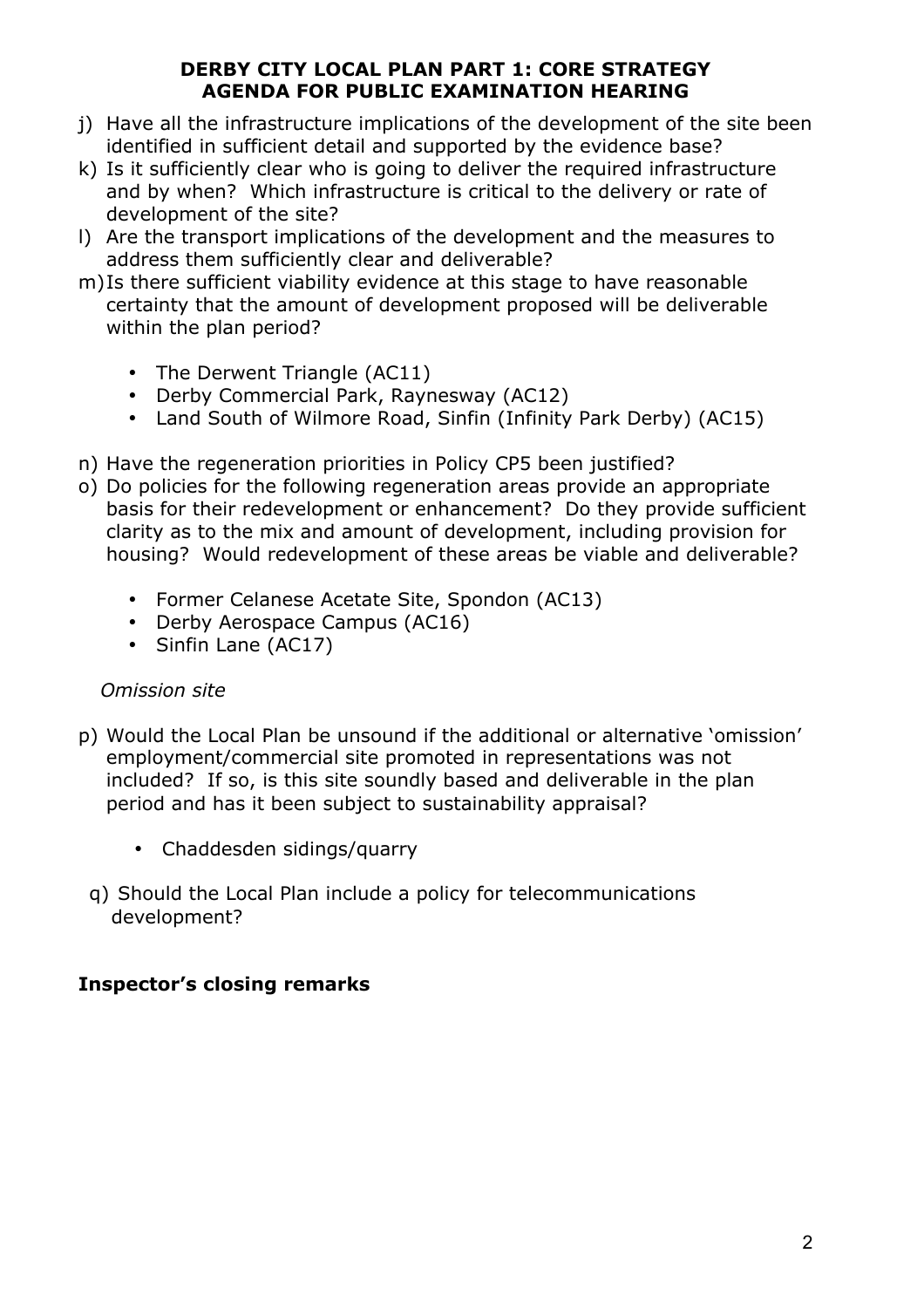# DERBY CITY LOCAL PLAN PART 1: CORE STRATEGY
# AGENDA FOR PUBLIC EXAMINATION HEARING

j) Have all the infrastructure implications of the development of the site been identified in sufficient detail and supported by the evidence base?

k) Is it sufficiently clear who is going to deliver the required infrastructure and by when? Which infrastructure is critical to the delivery or rate of development of the site?

l) Are the transport implications of the development and the measures to address them sufficiently clear and deliverable?

m) Is there sufficient viability evidence at this stage to have reasonable certainty that the amount of development proposed will be deliverable within the plan period?

- The Derwent Triangle (AC11)
- Derby Commercial Park, Raynesway (AC12)
- Land South of Wilmore Road, Sinfin (Infinity Park Derby) (AC15)

n) Have the regeneration priorities in Policy CP5 been justified?

o) Do policies for the following regeneration areas provide an appropriate basis for their redevelopment or enhancement? Do they provide sufficient clarity as to the mix and amount of development, including provision for housing? Would redevelopment of these areas be viable and deliverable?

- Former Celanese Acetate Site, Spondon (AC13)
- Derby Aerospace Campus (AC16)
- Sinfin Lane (AC17)

*Omission site*

p) Would the Local Plan be unsound if the additional or alternative 'omission' employment/commercial site promoted in representations was not included? If so, is this site soundly based and deliverable in the plan period and has it been subject to sustainability appraisal?

- Chaddesden sidings/quarry

q) Should the Local Plan include a policy for telecommunications development?

## Inspector's closing remarks